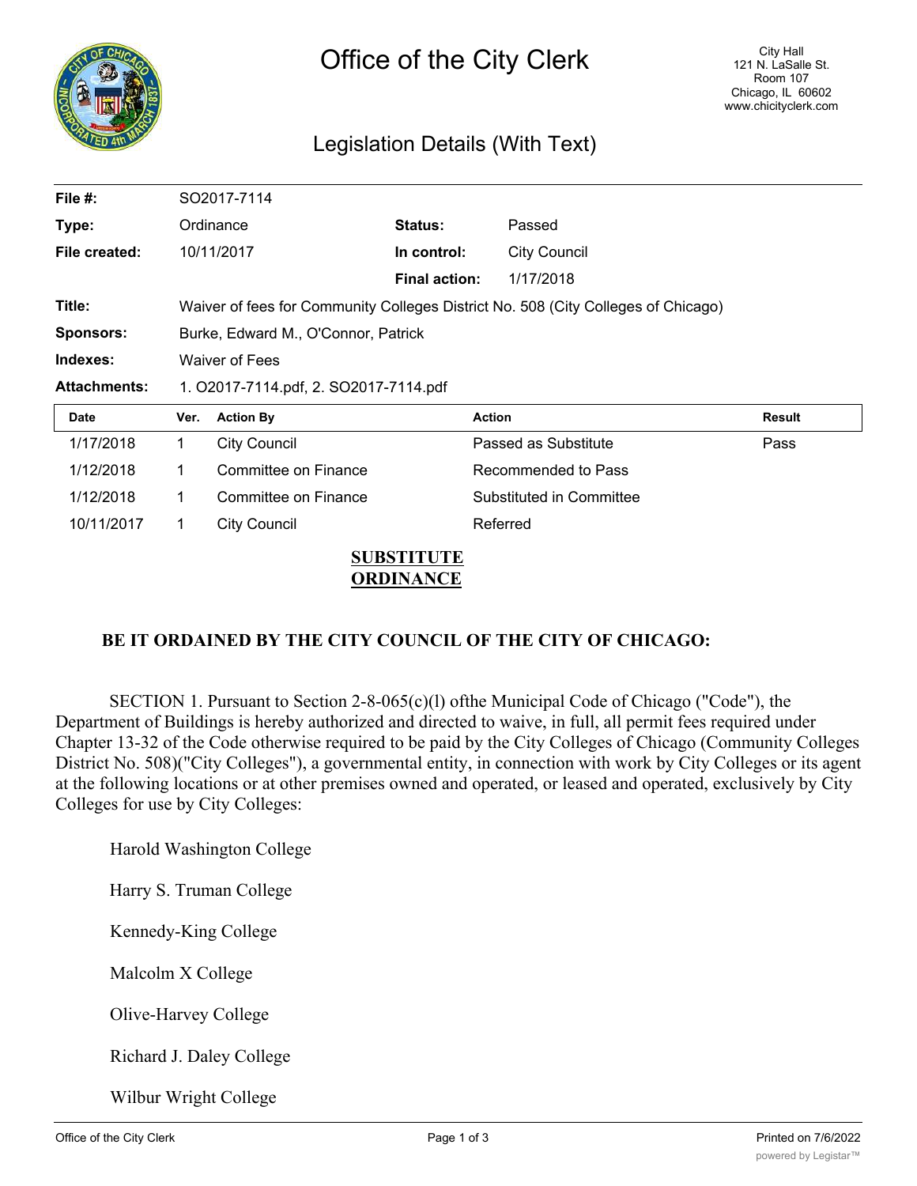# Office of the City Clerk

City Hall
121 N. LaSalle St.
Room 107
Chicago, IL 60602
www.chicityclerk.com

## Legislation Details (With Text)

| | | | |
|---|---|---|---|
| **File #:** | SO2017-7114 | | |
| **Type:** | Ordinance | **Status:** | Passed |
| **File created:** | 10/11/2017 | **In control:** | City Council |
| | | **Final action:** | 1/17/2018 |
| **Title:** | Waiver of fees for Community Colleges District No. 508 (City Colleges of Chicago) | | |
| **Sponsors:** | Burke, Edward M., O'Connor, Patrick | | |
| **Indexes:** | Waiver of Fees | | |
| **Attachments:** | 1. O2017-7114.pdf, 2. SO2017-7114.pdf | | |

| Date | Ver. | Action By | Action | Result |
|---|---|---|---|---|
| 1/17/2018 | 1 | City Council | Passed as Substitute | Pass |
| 1/12/2018 | 1 | Committee on Finance | Recommended to Pass | |
| 1/12/2018 | 1 | Committee on Finance | Substituted in Committee | |
| 10/11/2017 | 1 | City Council | Referred | |

**SUBSTITUTE ORDINANCE**

**BE IT ORDAINED BY THE CITY COUNCIL OF THE CITY OF CHICAGO:**

SECTION 1. Pursuant to Section 2-8-065(c)(l) ofthe Municipal Code of Chicago ("Code"), the Department of Buildings is hereby authorized and directed to waive, in full, all permit fees required under Chapter 13-32 of the Code otherwise required to be paid by the City Colleges of Chicago (Community Colleges District No. 508)("City Colleges"), a governmental entity, in connection with work by City Colleges or its agent at the following locations or at other premises owned and operated, or leased and operated, exclusively by City Colleges for use by City Colleges:

Harold Washington College

Harry S. Truman College

Kennedy-King College

Malcolm X College

Olive-Harvey College

Richard J. Daley College

Wilbur Wright College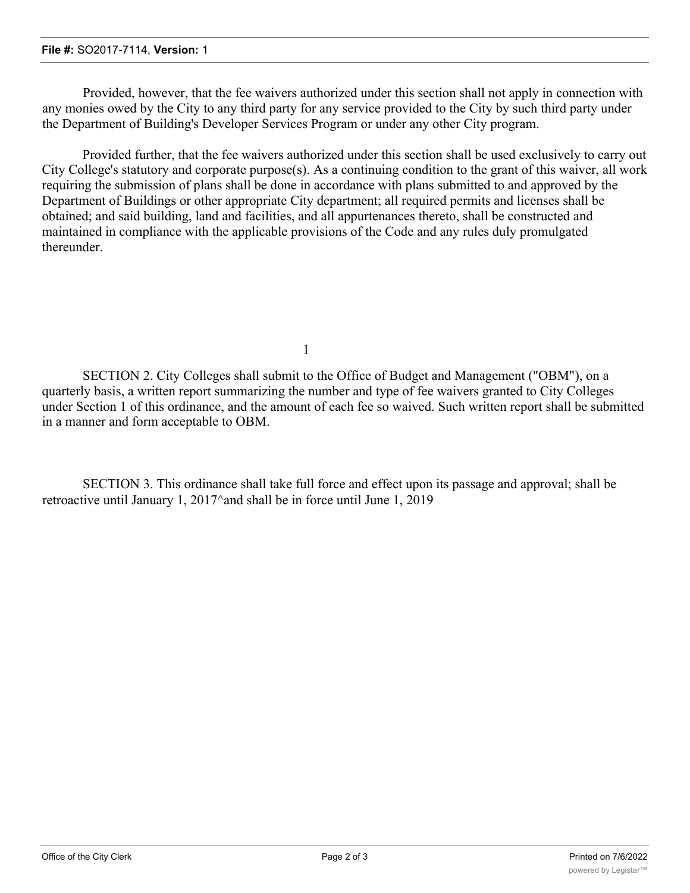Provided, however, that the fee waivers authorized under this section shall not apply in connection with any monies owed by the City to any third party for any service provided to the City by such third party under the Department of Building's Developer Services Program or under any other City program.

Provided further, that the fee waivers authorized under this section shall be used exclusively to carry out City College's statutory and corporate purpose(s). As a continuing condition to the grant of this waiver, all work requiring the submission of plans shall be done in accordance with plans submitted to and approved by the Department of Buildings or other appropriate City department; all required permits and licenses shall be obtained; and said building, land and facilities, and all appurtenances thereto, shall be constructed and maintained in compliance with the applicable provisions of the Code and any rules duly promulgated thereunder.

1

SECTION 2. City Colleges shall submit to the Office of Budget and Management ("OBM"), on a quarterly basis, a written report summarizing the number and type of fee waivers granted to City Colleges under Section 1 of this ordinance, and the amount of each fee so waived. Such written report shall be submitted in a manner and form acceptable to OBM.

SECTION 3. This ordinance shall take full force and effect upon its passage and approval; shall be retroactive until January 1, 2017^and shall be in force until June 1, 2019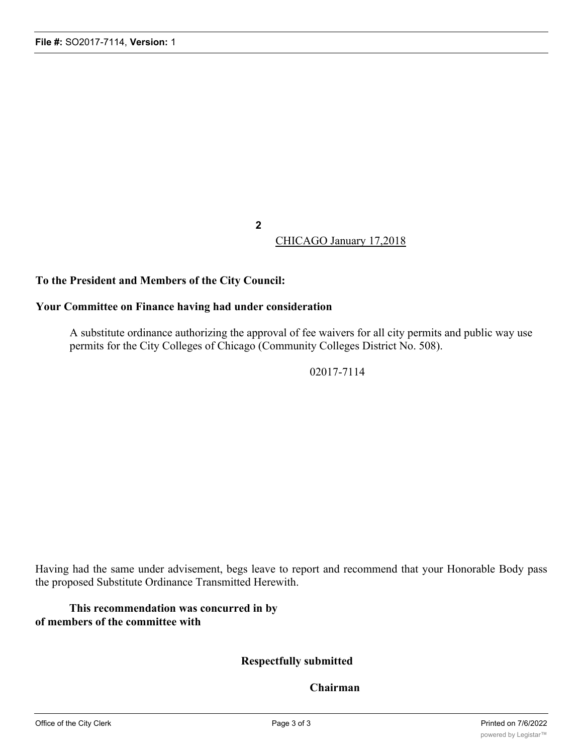2

CHICAGO January 17,2018

**To the President and Members of the City Council:**

**Your Committee on Finance having had under consideration**

A substitute ordinance authorizing the approval of fee waivers for all city permits and public way use permits for the City Colleges of Chicago (Community Colleges District No. 508).

02017-7114

Having had the same under advisement, begs leave to report and recommend that your Honorable Body pass the proposed Substitute Ordinance Transmitted Herewith.

**This recommendation was concurred in by**
**of members of the committee with**

**Respectfully submitted**

**Chairman**